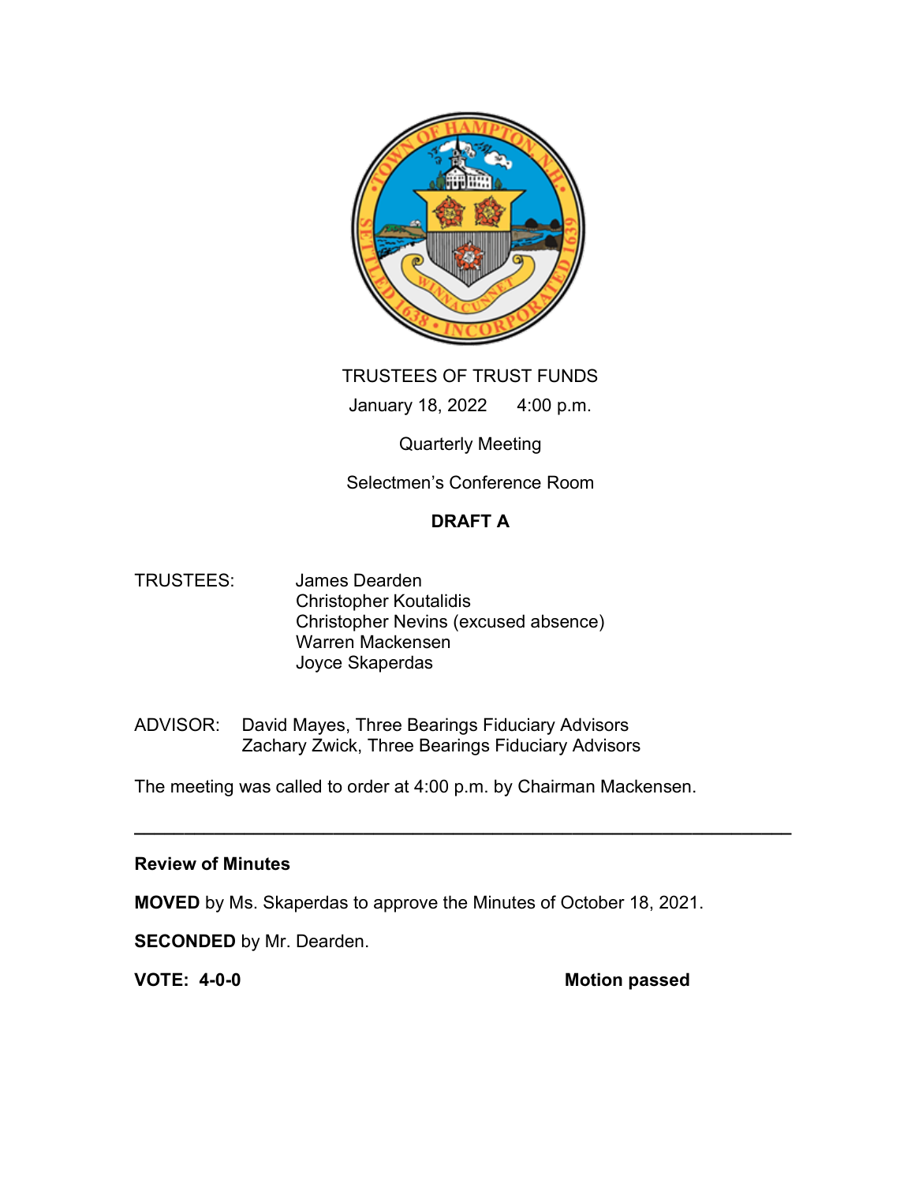TRUSTEES OF TRUST FUNDS

January 18, 2022 4:00 p.m.

Quarterly Meeting

Selectmen's Conference Room

**DRAFT A**

TRUSTEES: James Dearden
Christopher Koutalidis
Christopher Nevins (excused absence)
Warren Mackensen
Joyce Skaperdas

ADVISOR: David Mayes, Three Bearings Fiduciary Advisors
Zachary Zwick, Three Bearings Fiduciary Advisors

The meeting was called to order at 4:00 p.m. by Chairman Mackensen.

---

**Review of Minutes**

**MOVED** by Ms. Skaperdas to approve the Minutes of October 18, 2021.

**SECONDED** by Mr. Dearden.

**VOTE: 4-0-0** **Motion passed**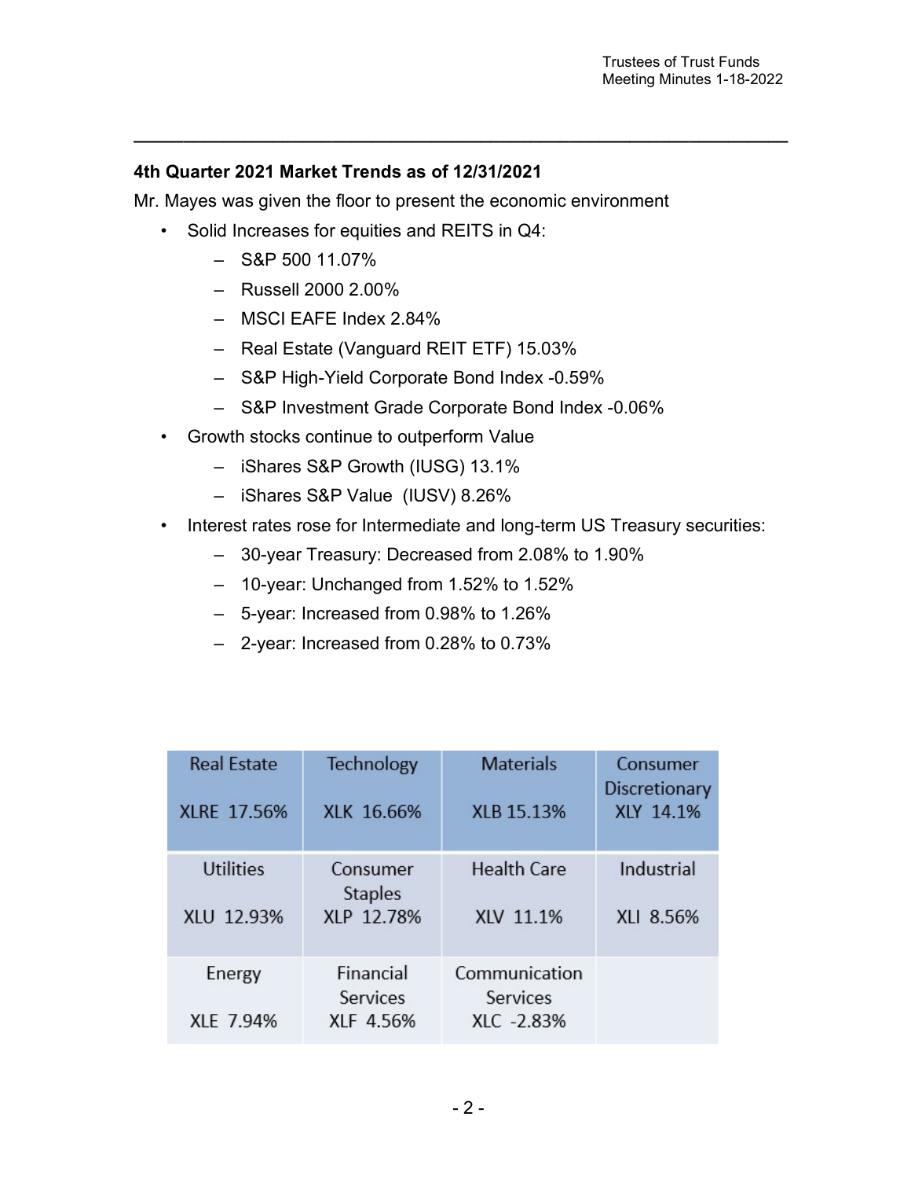**4th Quarter 2021 Market Trends as of 12/31/2021**

Mr. Mayes was given the floor to present the economic environment

- Solid Increases for equities and REITS in Q4:
  - S&P 500 11.07%
  - Russell 2000 2.00%
  - MSCI EAFE Index 2.84%
  - Real Estate (Vanguard REIT ETF) 15.03%
  - S&P High-Yield Corporate Bond Index -0.59%
  - S&P Investment Grade Corporate Bond Index -0.06%
- Growth stocks continue to outperform Value
  - iShares S&P Growth (IUSG) 13.1%
  - iShares S&P Value (IUSV) 8.26%
- Interest rates rose for Intermediate and long-term US Treasury securities:
  - 30-year Treasury: Decreased from 2.08% to 1.90%
  - 10-year: Unchanged from 1.52% to 1.52%
  - 5-year: Increased from 0.98% to 1.26%
  - 2-year: Increased from 0.28% to 0.73%

| Real Estate XLRE 17.56% | Technology XLK 16.66% | Materials XLB 15.13% | Consumer Discretionary XLY 14.1% |
|---|---|---|---|
| Utilities XLU 12.93% | Consumer Staples XLP 12.78% | Health Care XLV 11.1% | Industrial XLI 8.56% |
| Energy XLE 7.94% | Financial Services XLF 4.56% | Communication Services XLC -2.83% | |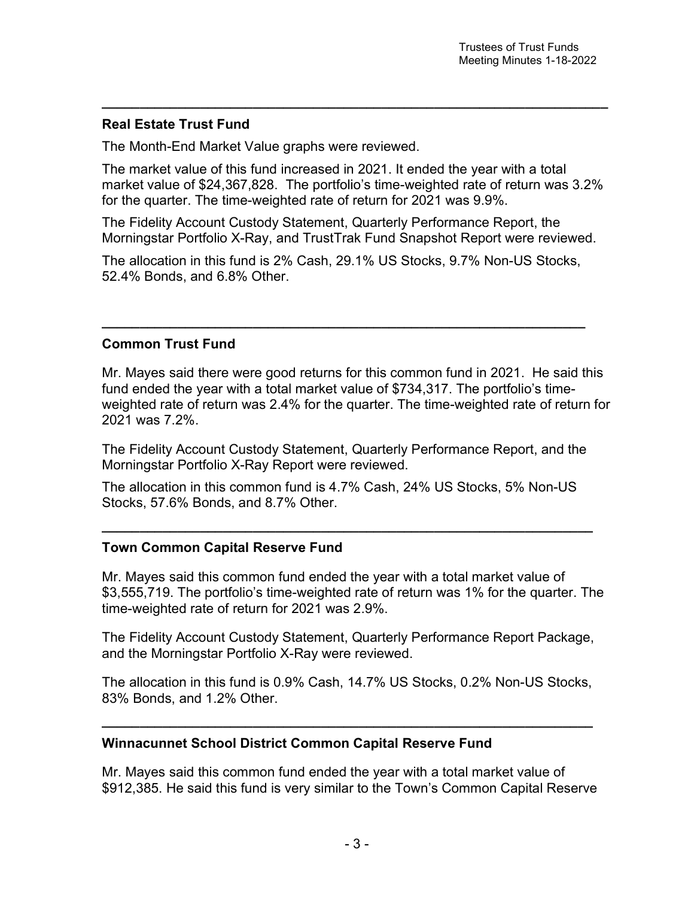---

## Real Estate Trust Fund

The Month-End Market Value graphs were reviewed.

The market value of this fund increased in 2021. It ended the year with a total market value of $24,367,828. The portfolio's time-weighted rate of return was 3.2% for the quarter. The time-weighted rate of return for 2021 was 9.9%.

The Fidelity Account Custody Statement, Quarterly Performance Report, the Morningstar Portfolio X-Ray, and TrustTrak Fund Snapshot Report were reviewed.

The allocation in this fund is 2% Cash, 29.1% US Stocks, 9.7% Non-US Stocks, 52.4% Bonds, and 6.8% Other.

---

## Common Trust Fund

Mr. Mayes said there were good returns for this common fund in 2021. He said this fund ended the year with a total market value of $734,317. The portfolio's time-weighted rate of return was 2.4% for the quarter. The time-weighted rate of return for 2021 was 7.2%.

The Fidelity Account Custody Statement, Quarterly Performance Report, and the Morningstar Portfolio X-Ray Report were reviewed.

The allocation in this common fund is 4.7% Cash, 24% US Stocks, 5% Non-US Stocks, 57.6% Bonds, and 8.7% Other.

---

## Town Common Capital Reserve Fund

Mr. Mayes said this common fund ended the year with a total market value of $3,555,719. The portfolio's time-weighted rate of return was 1% for the quarter. The time-weighted rate of return for 2021 was 2.9%.

The Fidelity Account Custody Statement, Quarterly Performance Report Package, and the Morningstar Portfolio X-Ray were reviewed.

The allocation in this fund is 0.9% Cash, 14.7% US Stocks, 0.2% Non-US Stocks, 83% Bonds, and 1.2% Other.

---

## Winnacunnet School District Common Capital Reserve Fund

Mr. Mayes said this common fund ended the year with a total market value of $912,385. He said this fund is very similar to the Town's Common Capital Reserve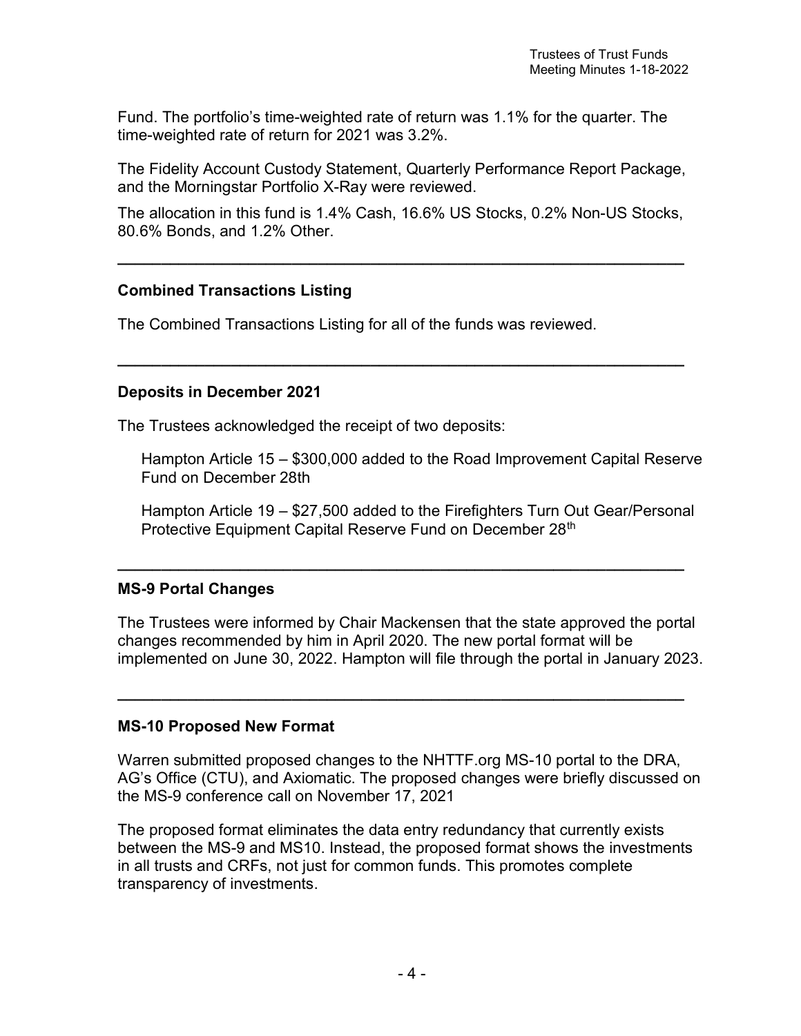Fund. The portfolio's time-weighted rate of return was 1.1% for the quarter. The time-weighted rate of return for 2021 was 3.2%.

The Fidelity Account Custody Statement, Quarterly Performance Report Package, and the Morningstar Portfolio X-Ray were reviewed.

The allocation in this fund is 1.4% Cash, 16.6% US Stocks, 0.2% Non-US Stocks, 80.6% Bonds, and 1.2% Other.

---

**Combined Transactions Listing**

The Combined Transactions Listing for all of the funds was reviewed.

---

**Deposits in December 2021**

The Trustees acknowledged the receipt of two deposits:

Hampton Article 15 – $300,000 added to the Road Improvement Capital Reserve Fund on December 28th

Hampton Article 19 – $27,500 added to the Firefighters Turn Out Gear/Personal Protective Equipment Capital Reserve Fund on December 28th

---

**MS-9 Portal Changes**

The Trustees were informed by Chair Mackensen that the state approved the portal changes recommended by him in April 2020. The new portal format will be implemented on June 30, 2022. Hampton will file through the portal in January 2023.

---

**MS-10 Proposed New Format**

Warren submitted proposed changes to the NHTTF.org MS-10 portal to the DRA, AG's Office (CTU), and Axiomatic. The proposed changes were briefly discussed on the MS-9 conference call on November 17, 2021

The proposed format eliminates the data entry redundancy that currently exists between the MS-9 and MS10. Instead, the proposed format shows the investments in all trusts and CRFs, not just for common funds. This promotes complete transparency of investments.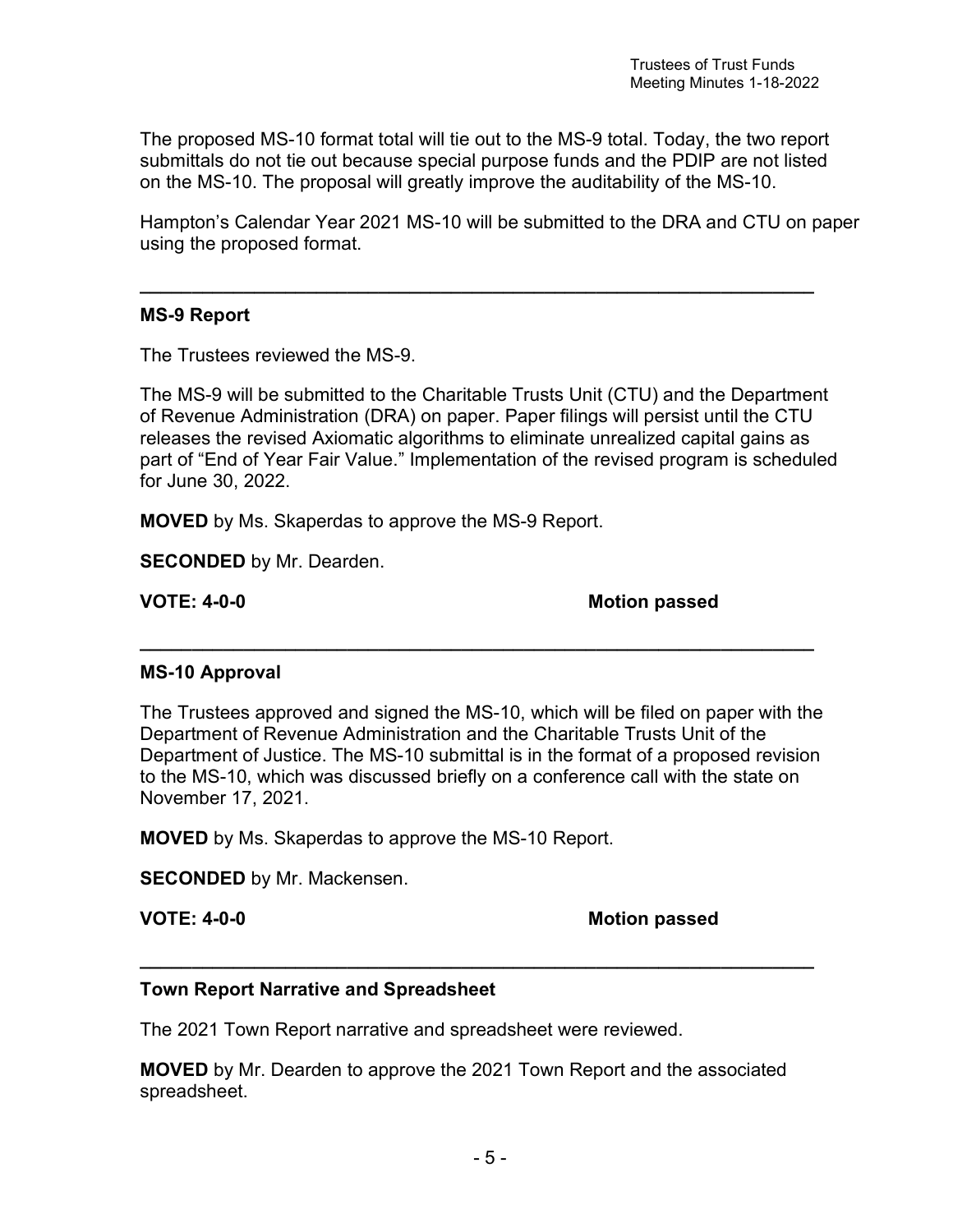The proposed MS-10 format total will tie out to the MS-9 total. Today, the two report submittals do not tie out because special purpose funds and the PDIP are not listed on the MS-10. The proposal will greatly improve the auditability of the MS-10.

Hampton's Calendar Year 2021 MS-10 will be submitted to the DRA and CTU on paper using the proposed format.

---

**MS-9 Report**

The Trustees reviewed the MS-9.

The MS-9 will be submitted to the Charitable Trusts Unit (CTU) and the Department of Revenue Administration (DRA) on paper. Paper filings will persist until the CTU releases the revised Axiomatic algorithms to eliminate unrealized capital gains as part of "End of Year Fair Value." Implementation of the revised program is scheduled for June 30, 2022.

**MOVED** by Ms. Skaperdas to approve the MS-9 Report.

**SECONDED** by Mr. Dearden.

**VOTE: 4-0-0** **Motion passed**

---

**MS-10 Approval**

The Trustees approved and signed the MS-10, which will be filed on paper with the Department of Revenue Administration and the Charitable Trusts Unit of the Department of Justice. The MS-10 submittal is in the format of a proposed revision to the MS-10, which was discussed briefly on a conference call with the state on November 17, 2021.

**MOVED** by Ms. Skaperdas to approve the MS-10 Report.

**SECONDED** by Mr. Mackensen.

**VOTE: 4-0-0** **Motion passed**

---

**Town Report Narrative and Spreadsheet**

The 2021 Town Report narrative and spreadsheet were reviewed.

**MOVED** by Mr. Dearden to approve the 2021 Town Report and the associated spreadsheet.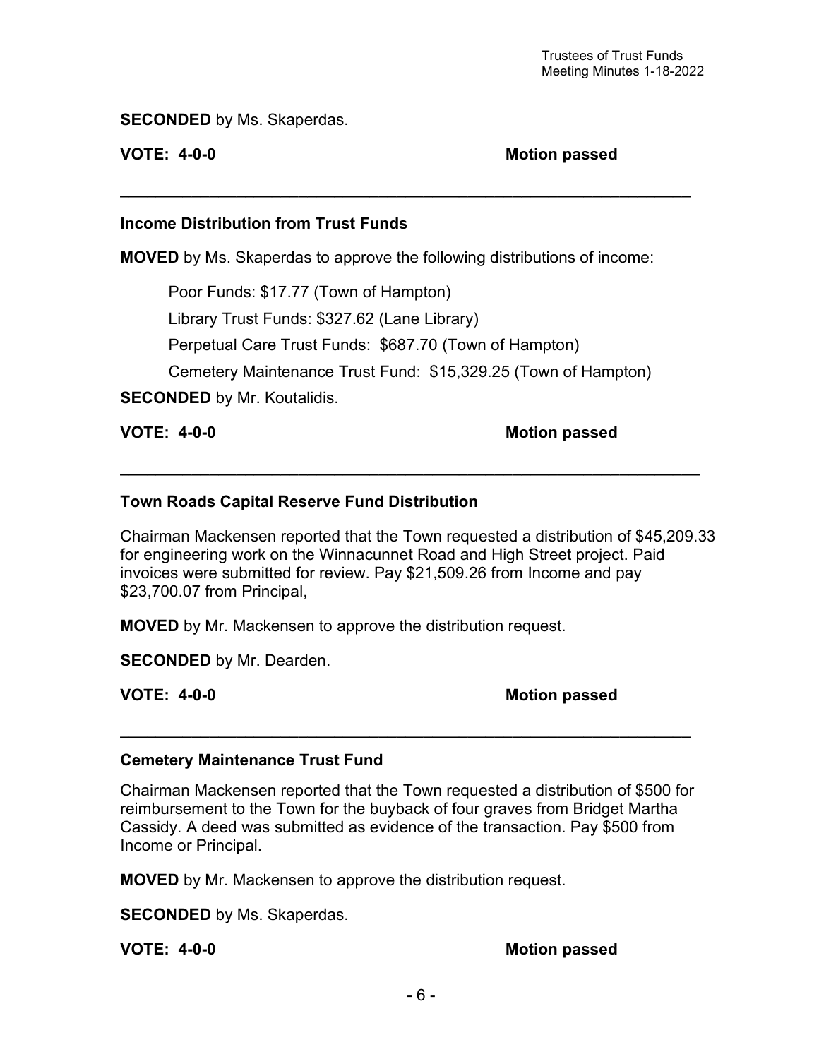**SECONDED** by Ms. Skaperdas.

**VOTE: 4-0-0** **Motion passed**

---

**Income Distribution from Trust Funds**

**MOVED** by Ms. Skaperdas to approve the following distributions of income:

Poor Funds: $17.77 (Town of Hampton)

Library Trust Funds: $327.62 (Lane Library)

Perpetual Care Trust Funds: $687.70 (Town of Hampton)

Cemetery Maintenance Trust Fund: $15,329.25 (Town of Hampton)

**SECONDED** by Mr. Koutalidis.

**VOTE: 4-0-0** **Motion passed**

---

**Town Roads Capital Reserve Fund Distribution**

Chairman Mackensen reported that the Town requested a distribution of $45,209.33 for engineering work on the Winnacunnet Road and High Street project. Paid invoices were submitted for review. Pay $21,509.26 from Income and pay $23,700.07 from Principal,

**MOVED** by Mr. Mackensen to approve the distribution request.

**SECONDED** by Mr. Dearden.

**VOTE: 4-0-0** **Motion passed**

---

**Cemetery Maintenance Trust Fund**

Chairman Mackensen reported that the Town requested a distribution of $500 for reimbursement to the Town for the buyback of four graves from Bridget Martha Cassidy. A deed was submitted as evidence of the transaction. Pay $500 from Income or Principal.

**MOVED** by Mr. Mackensen to approve the distribution request.

**SECONDED** by Ms. Skaperdas.

**VOTE: 4-0-0** **Motion passed**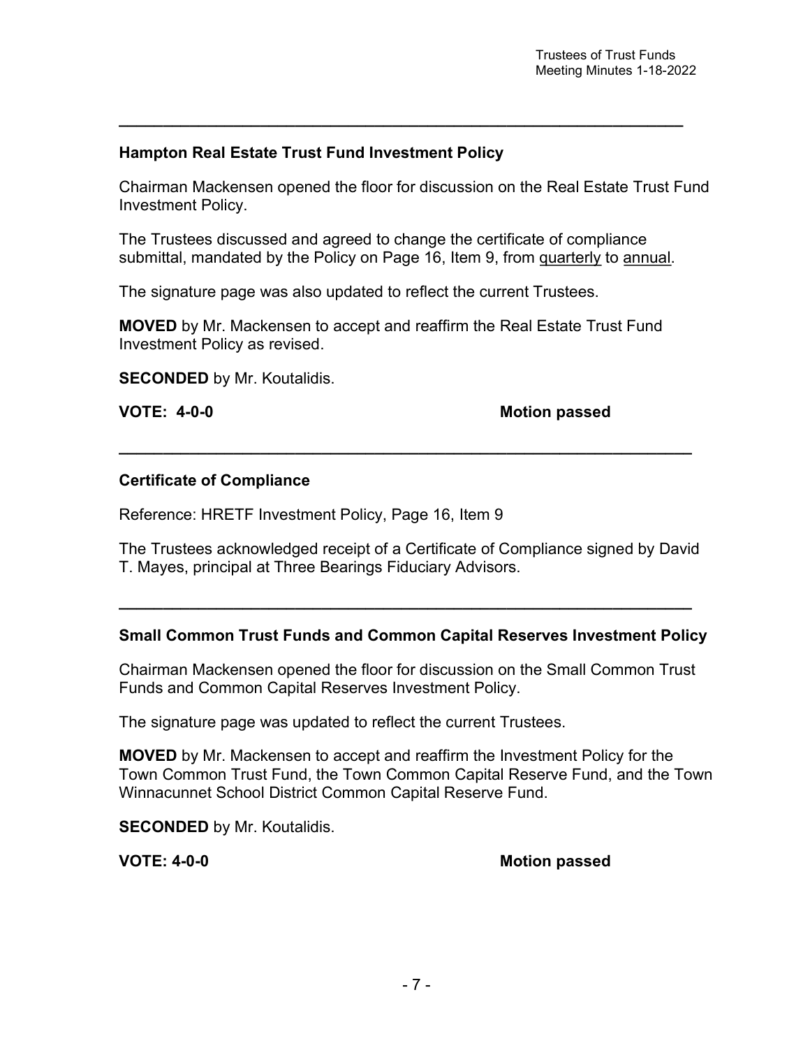---

### Hampton Real Estate Trust Fund Investment Policy

Chairman Mackensen opened the floor for discussion on the Real Estate Trust Fund Investment Policy.

The Trustees discussed and agreed to change the certificate of compliance submittal, mandated by the Policy on Page 16, Item 9, from quarterly to annual.

The signature page was also updated to reflect the current Trustees.

**MOVED** by Mr. Mackensen to accept and reaffirm the Real Estate Trust Fund Investment Policy as revised.

**SECONDED** by Mr. Koutalidis.

**VOTE: 4-0-0** **Motion passed**

---

### Certificate of Compliance

Reference: HRETF Investment Policy, Page 16, Item 9

The Trustees acknowledged receipt of a Certificate of Compliance signed by David T. Mayes, principal at Three Bearings Fiduciary Advisors.

---

### Small Common Trust Funds and Common Capital Reserves Investment Policy

Chairman Mackensen opened the floor for discussion on the Small Common Trust Funds and Common Capital Reserves Investment Policy.

The signature page was updated to reflect the current Trustees.

**MOVED** by Mr. Mackensen to accept and reaffirm the Investment Policy for the Town Common Trust Fund, the Town Common Capital Reserve Fund, and the Town Winnacunnet School District Common Capital Reserve Fund.

**SECONDED** by Mr. Koutalidis.

**VOTE: 4-0-0** **Motion passed**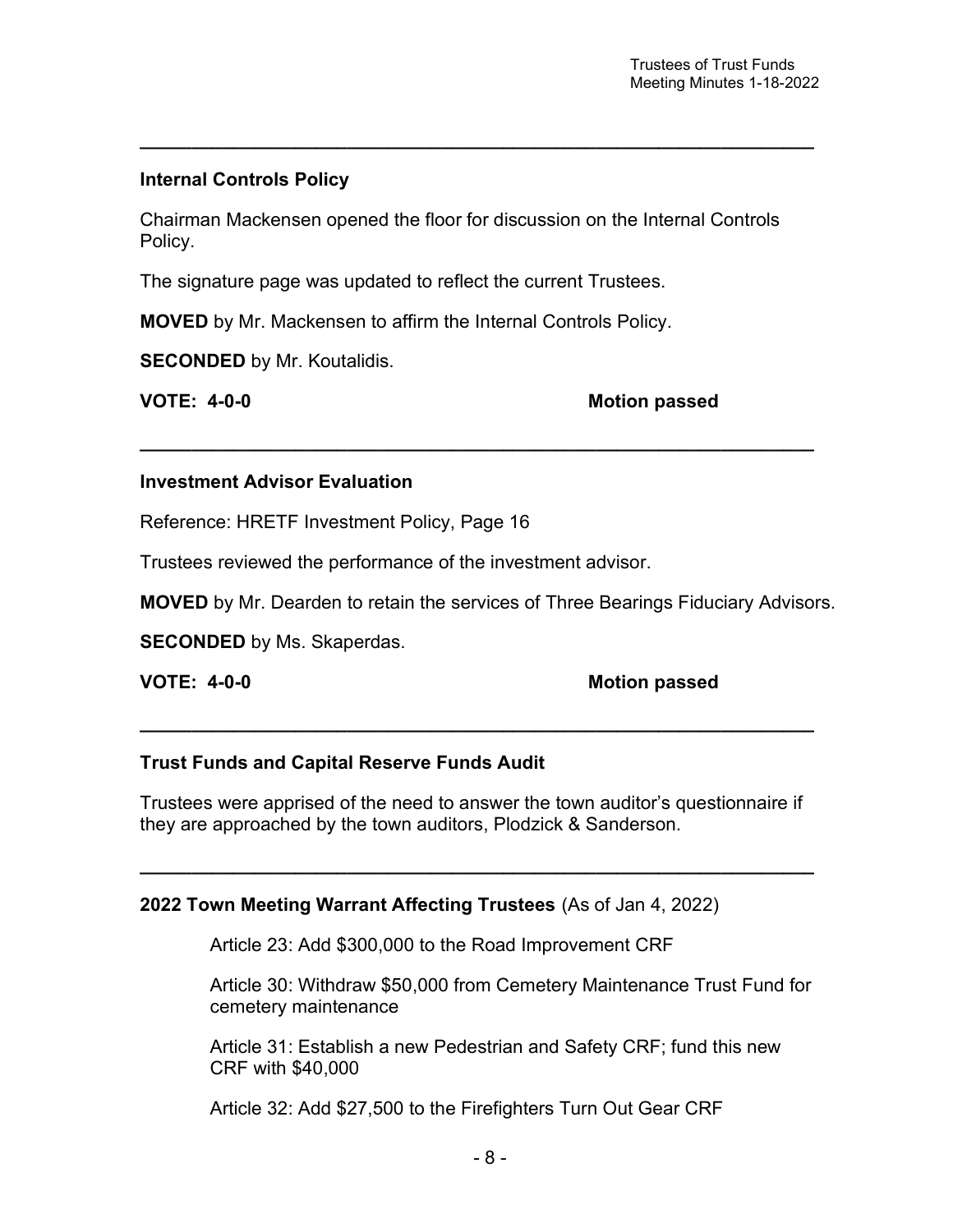---

**Internal Controls Policy**

Chairman Mackensen opened the floor for discussion on the Internal Controls Policy.

The signature page was updated to reflect the current Trustees.

**MOVED** by Mr. Mackensen to affirm the Internal Controls Policy.

**SECONDED** by Mr. Koutalidis.

**VOTE: 4-0-0** **Motion passed**

---

**Investment Advisor Evaluation**

Reference: HRETF Investment Policy, Page 16

Trustees reviewed the performance of the investment advisor.

**MOVED** by Mr. Dearden to retain the services of Three Bearings Fiduciary Advisors.

**SECONDED** by Ms. Skaperdas.

**VOTE: 4-0-0** **Motion passed**

---

**Trust Funds and Capital Reserve Funds Audit**

Trustees were apprised of the need to answer the town auditor's questionnaire if they are approached by the town auditors, Plodzick & Sanderson.

---

**2022 Town Meeting Warrant Affecting Trustees** (As of Jan 4, 2022)

Article 23: Add $300,000 to the Road Improvement CRF

Article 30: Withdraw $50,000 from Cemetery Maintenance Trust Fund for cemetery maintenance

Article 31: Establish a new Pedestrian and Safety CRF; fund this new CRF with $40,000

Article 32: Add $27,500 to the Firefighters Turn Out Gear CRF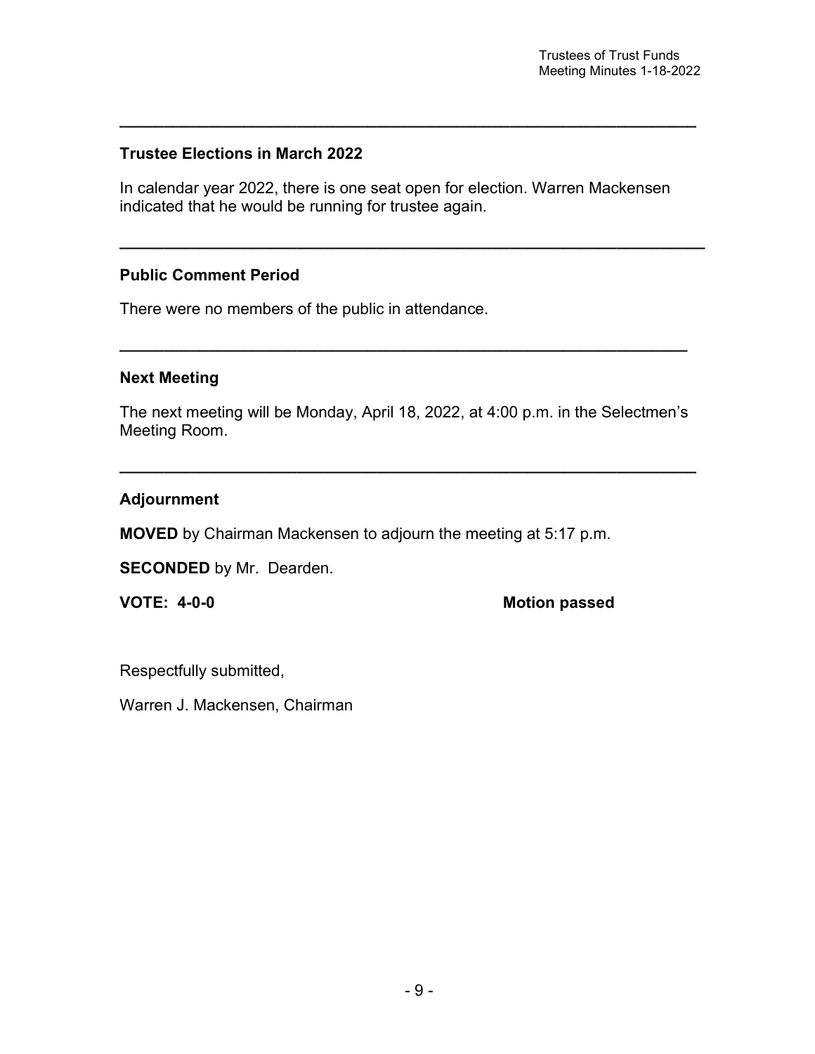---

### Trustee Elections in March 2022

In calendar year 2022, there is one seat open for election. Warren Mackensen indicated that he would be running for trustee again.

---

### Public Comment Period

There were no members of the public in attendance.

---

### Next Meeting

The next meeting will be Monday, April 18, 2022, at 4:00 p.m. in the Selectmen's Meeting Room.

---

### Adjournment

**MOVED** by Chairman Mackensen to adjourn the meeting at 5:17 p.m.

**SECONDED** by Mr. Dearden.

**VOTE: 4-0-0** **Motion passed**

Respectfully submitted,

Warren J. Mackensen, Chairman